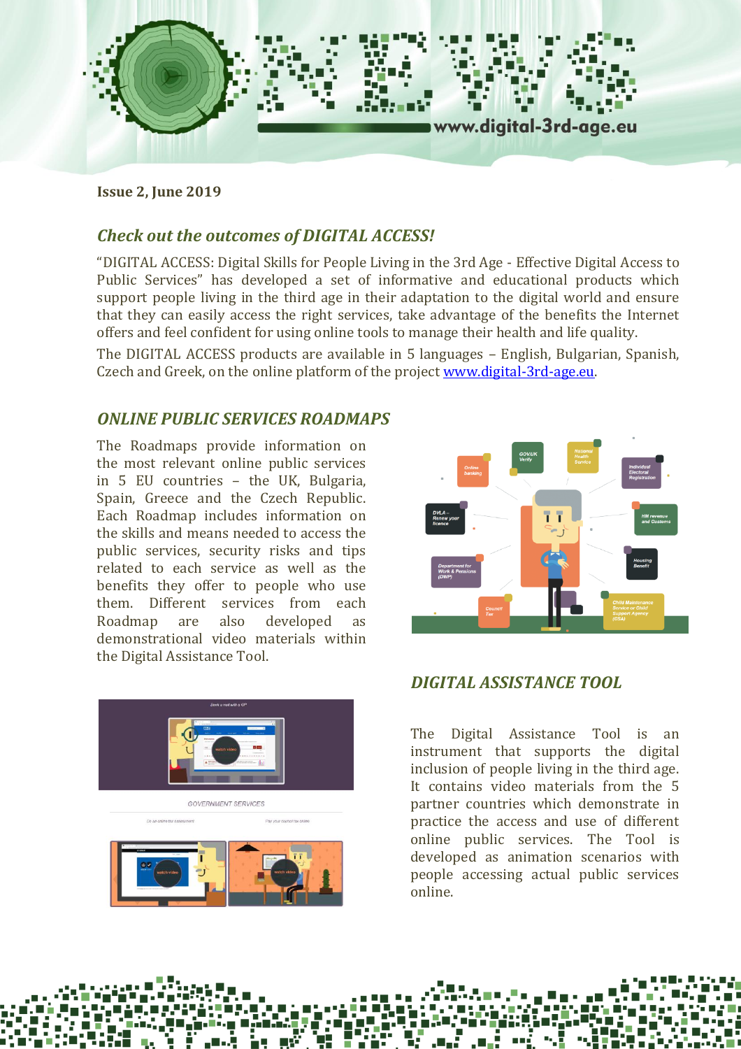Issue 2, June 2019

## *Check out the outcomes of DIGITAL ACCESS!*

"DIGITAL ACCESS: Digital Skills for People Living in the 3rd Age - Effective Digital Access to Public Services" has developed a set of informative and educational products which support people living in the third age in their adaptation to the digital world and ensure that they can easily access the right services, take advantage of the benefits the Internet offers and feel confident for using online tools to manage their health and life quality.

The DIGITAL ACCESS products are available in 5 languages – English, Bulgarian, Spanish, Czech and Greek, on the online platform of the project www.digital-3rd-age.eu.

## *ONLINE PUBLIC SERVICES ROADMAPS*

The Roadmaps provide information on the most relevant online public services in 5 EU countries – the UK, Bulgaria, Spain, Greece and the Czech Republic. Each Roadmap includes information on the skills and means needed to access the public services, security risks and tips related to each service as well as the benefits they offer to people who use them. Different services from each Roadmap are also developed as demonstrational video materials within the Digital Assistance Tool.

## *DIGITAL ASSISTANCE TOOL*

The Digital Assistance Tool is an instrument that supports the digital inclusion of people living in the third age. It contains video materials from the 5 partner countries which demonstrate in practice the access and use of different online public services. The Tool is developed as animation scenarios with people accessing actual public services online.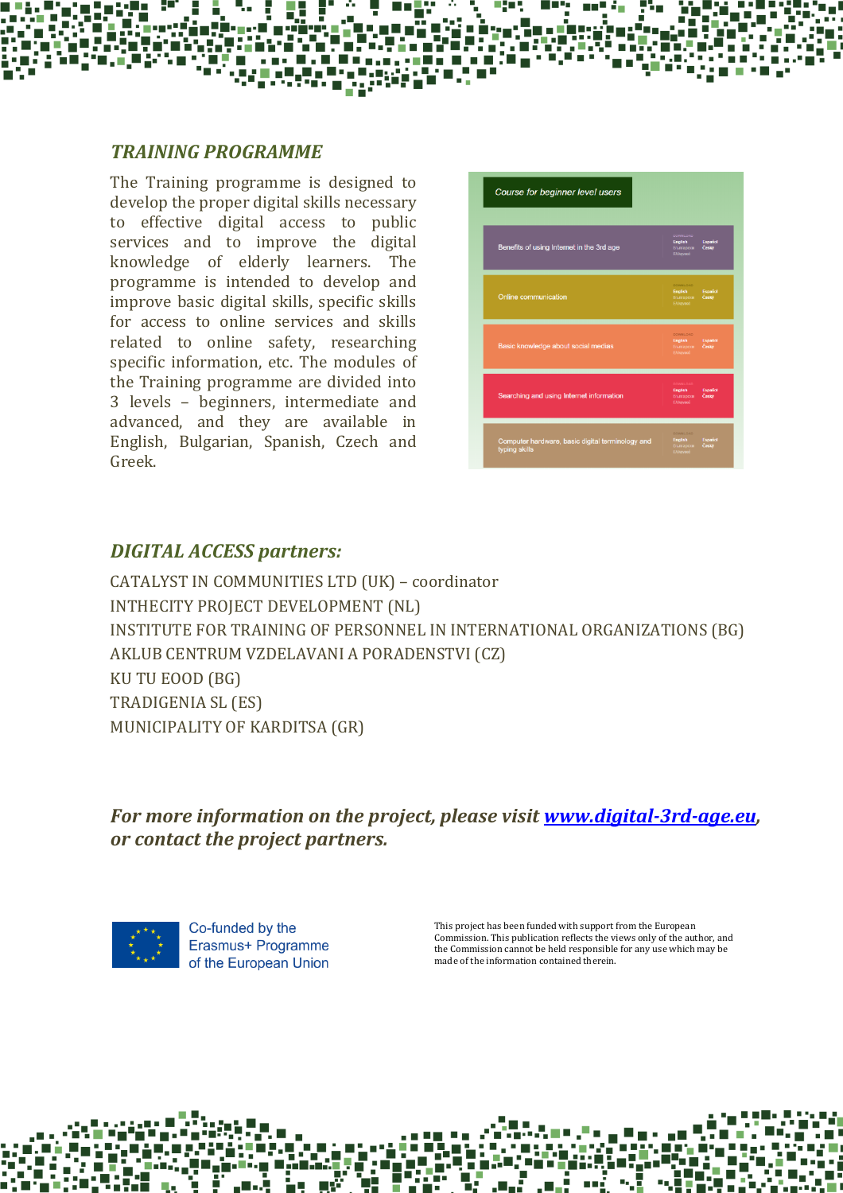## *TRAINING PROGRAMME*

The Training programme is designed to develop the proper digital skills necessary to effective digital access to public services and to improve the digital knowledge of elderly learners. The programme is intended to develop and improve basic digital skills, specific skills for access to online services and skills related to online safety, researching specific information, etc. The modules of the Training programme are divided into 3 levels – beginners, intermediate and advanced, and they are available in English, Bulgarian, Spanish, Czech and Greek.

Course for beginner level users

Benefits of using Internet in the 3rd age

Online communication

Basic knowledge about social medias

Searching and using Internet information

Computer hardware, basic digital terminology and typing skills

## *DIGITAL ACCESS partners:*

CATALYST IN COMMUNITIES LTD (UK) – coordinator
INTHECITY PROJECT DEVELOPMENT (NL)
INSTITUTE FOR TRAINING OF PERSONNEL IN INTERNATIONAL ORGANIZATIONS (BG)
AKLUB CENTRUM VZDELAVANI A PORADENSTVI (CZ)
KU TU EOOD (BG)
TRADIGENIA SL (ES)
MUNICIPALITY OF KARDITSA (GR)

***For more information on the project, please visit [www.digital-3rd-age.eu](http://www.digital-3rd-age.eu), or contact the project partners.***

Co-funded by the Erasmus+ Programme of the European Union

This project has been funded with support from the European Commission. This publication reflects the views only of the author, and the Commission cannot be held responsible for any use which may be made of the information contained therein.